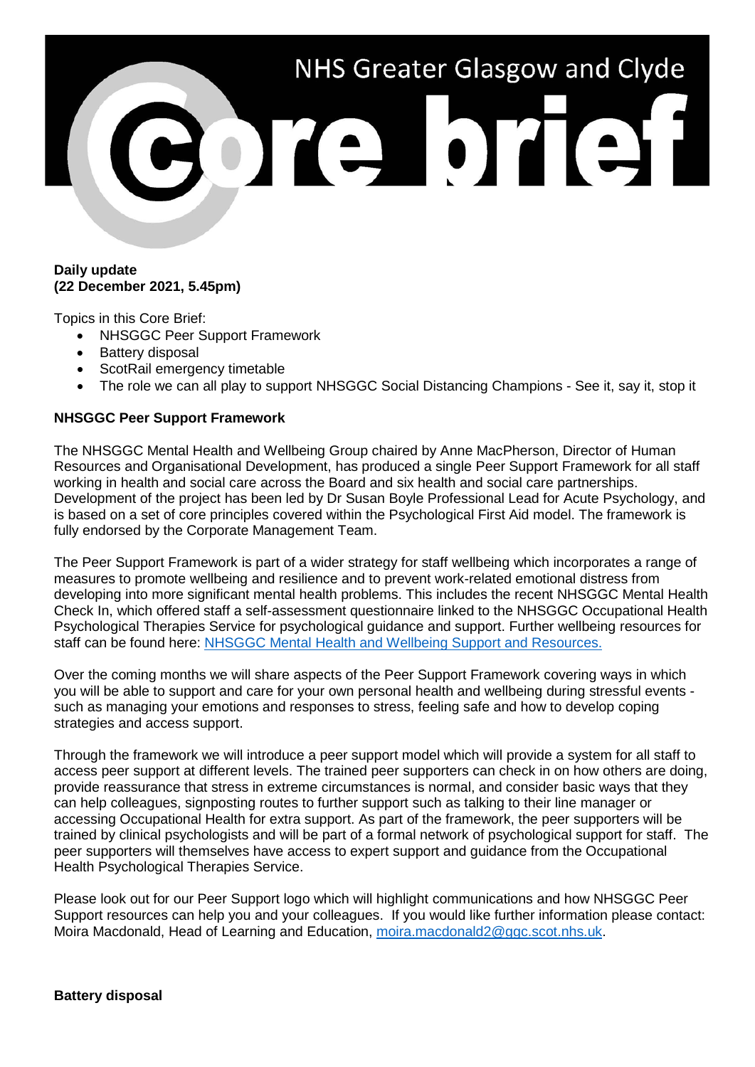# NHS Greater Glasgow and Clyde Core brief

**Daily update**
**(22 December 2021, 5.45pm)**

Topics in this Core Brief:

- NHSGGC Peer Support Framework
- Battery disposal
- ScotRail emergency timetable
- The role we can all play to support NHSGGC Social Distancing Champions - See it, say it, stop it

**NHSGGC Peer Support Framework**

The NHSGGC Mental Health and Wellbeing Group chaired by Anne MacPherson, Director of Human Resources and Organisational Development, has produced a single Peer Support Framework for all staff working in health and social care across the Board and six health and social care partnerships. Development of the project has been led by Dr Susan Boyle Professional Lead for Acute Psychology, and is based on a set of core principles covered within the Psychological First Aid model. The framework is fully endorsed by the Corporate Management Team.

The Peer Support Framework is part of a wider strategy for staff wellbeing which incorporates a range of measures to promote wellbeing and resilience and to prevent work-related emotional distress from developing into more significant mental health problems. This includes the recent NHSGGC Mental Health Check In, which offered staff a self-assessment questionnaire linked to the NHSGGC Occupational Health Psychological Therapies Service for psychological guidance and support. Further wellbeing resources for staff can be found here: NHSGGC Mental Health and Wellbeing Support and Resources.

Over the coming months we will share aspects of the Peer Support Framework covering ways in which you will be able to support and care for your own personal health and wellbeing during stressful events - such as managing your emotions and responses to stress, feeling safe and how to develop coping strategies and access support.

Through the framework we will introduce a peer support model which will provide a system for all staff to access peer support at different levels. The trained peer supporters can check in on how others are doing, provide reassurance that stress in extreme circumstances is normal, and consider basic ways that they can help colleagues, signposting routes to further support such as talking to their line manager or accessing Occupational Health for extra support. As part of the framework, the peer supporters will be trained by clinical psychologists and will be part of a formal network of psychological support for staff. The peer supporters will themselves have access to expert support and guidance from the Occupational Health Psychological Therapies Service.

Please look out for our Peer Support logo which will highlight communications and how NHSGGC Peer Support resources can help you and your colleagues. If you would like further information please contact: Moira Macdonald, Head of Learning and Education, moira.macdonald2@ggc.scot.nhs.uk.

**Battery disposal**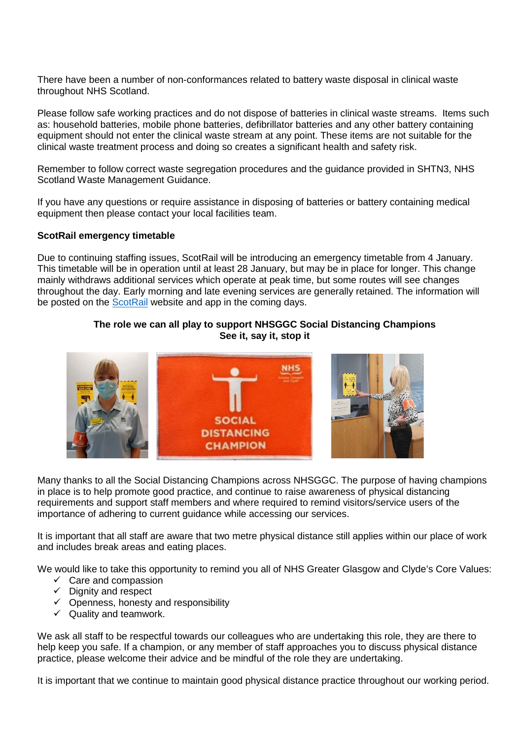There have been a number of non-conformances related to battery waste disposal in clinical waste throughout NHS Scotland.

Please follow safe working practices and do not dispose of batteries in clinical waste streams. Items such as: household batteries, mobile phone batteries, defibrillator batteries and any other battery containing equipment should not enter the clinical waste stream at any point. These items are not suitable for the clinical waste treatment process and doing so creates a significant health and safety risk.

Remember to follow correct waste segregation procedures and the guidance provided in SHTN3, NHS Scotland Waste Management Guidance.

If you have any questions or require assistance in disposing of batteries or battery containing medical equipment then please contact your local facilities team.

**ScotRail emergency timetable**

Due to continuing staffing issues, ScotRail will be introducing an emergency timetable from 4 January. This timetable will be in operation until at least 28 January, but may be in place for longer. This change mainly withdraws additional services which operate at peak time, but some routes will see changes throughout the day. Early morning and late evening services are generally retained. The information will be posted on the ScotRail website and app in the coming days.

**The role we can all play to support NHSGGC Social Distancing Champions**
**See it, say it, stop it**

Many thanks to all the Social Distancing Champions across NHSGGC. The purpose of having champions in place is to help promote good practice, and continue to raise awareness of physical distancing requirements and support staff members and where required to remind visitors/service users of the importance of adhering to current guidance while accessing our services.

It is important that all staff are aware that two metre physical distance still applies within our place of work and includes break areas and eating places.

We would like to take this opportunity to remind you all of NHS Greater Glasgow and Clyde's Core Values:

- ✓ Care and compassion
- ✓ Dignity and respect
- ✓ Openness, honesty and responsibility
- ✓ Quality and teamwork.

We ask all staff to be respectful towards our colleagues who are undertaking this role, they are there to help keep you safe. If a champion, or any member of staff approaches you to discuss physical distance practice, please welcome their advice and be mindful of the role they are undertaking.

It is important that we continue to maintain good physical distance practice throughout our working period.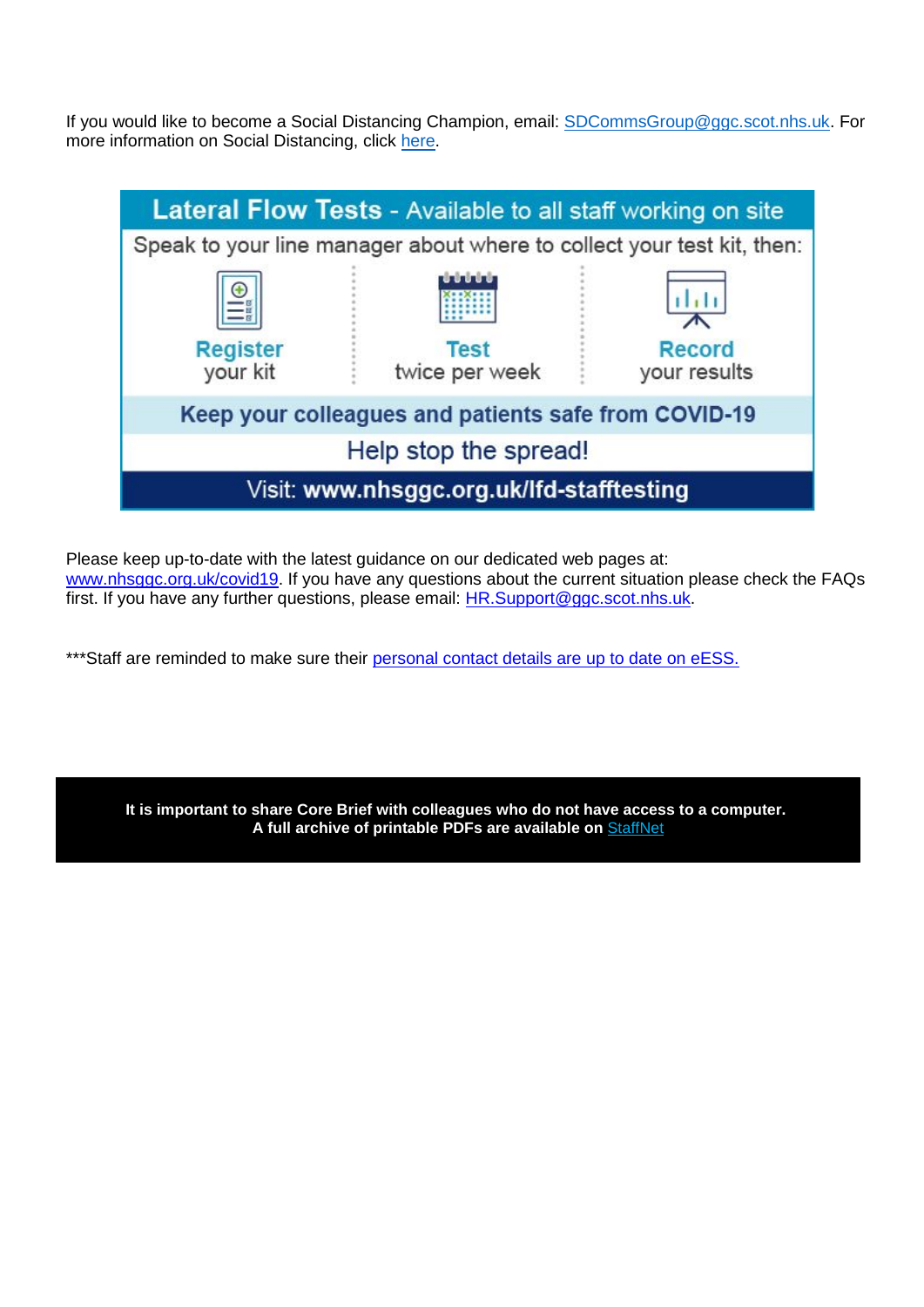If you would like to become a Social Distancing Champion, email: SDCommsGroup@ggc.scot.nhs.uk. For more information on Social Distancing, click here.

**Lateral Flow Tests** - Available to all staff working on site

Speak to your line manager about where to collect your test kit, then:

**Register** your kit

**Test** twice per week

**Record** your results

**Keep your colleagues and patients safe from COVID-19**

Help stop the spread!

Visit: **www.nhsggc.org.uk/lfd-stafftesting**

Please keep up-to-date with the latest guidance on our dedicated web pages at: www.nhsggc.org.uk/covid19. If you have any questions about the current situation please check the FAQs first. If you have any further questions, please email: HR.Support@ggc.scot.nhs.uk.

***Staff are reminded to make sure their personal contact details are up to date on eESS.

**It is important to share Core Brief with colleagues who do not have access to a computer.**
**A full archive of printable PDFs are available on StaffNet**